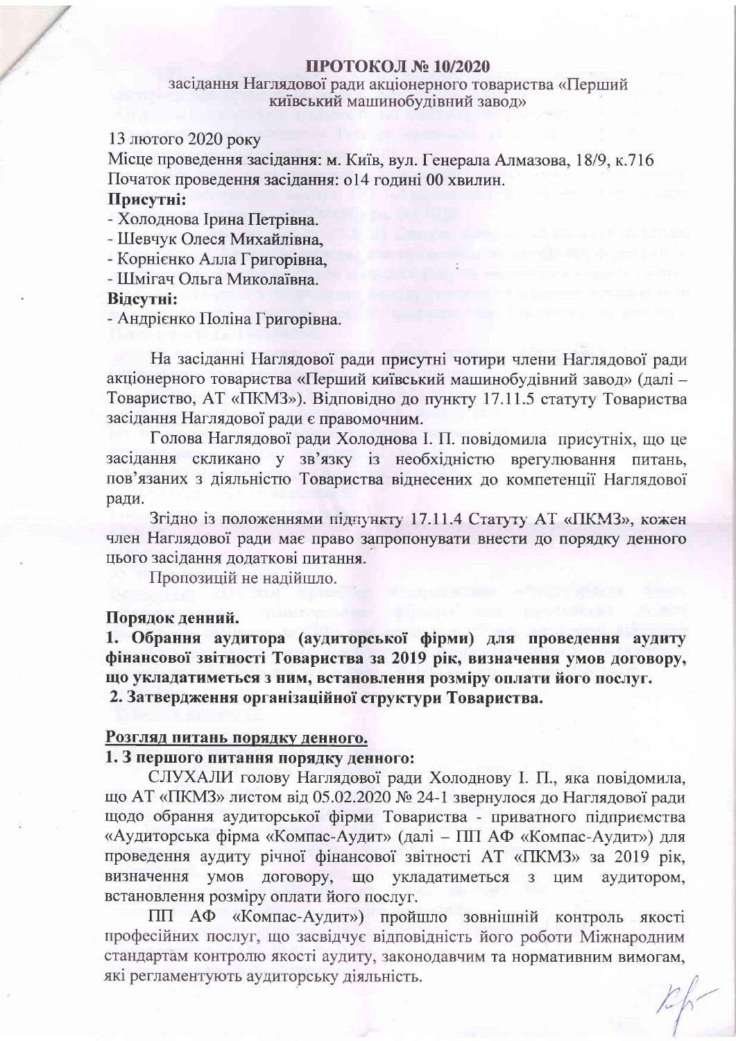**ПРОТОКОЛ № 10/2020**
засідання Наглядової ради акціонерного товариства «Перший київський машинобудівний завод»

13 лютого 2020 року
Місце проведення засідання: м. Київ, вул. Генерала Алмазова, 18/9, к.716
Початок проведення засідання: о14 годині 00 хвилин.
**Присутні:**
- Холоднова Ірина Петрівна.
- Шевчук Олеся Михайлівна,
- Корнієнко Алла Григорівна,
- Шмігач Ольга Миколаївна.

**Відсутні:**
- Андрієнко Поліна Григорівна.

На засіданні Наглядової ради присутні чотири члени Наглядової ради акціонерного товариства «Перший київський машинобудівний завод» (далі – Товариство, АТ «ПКМЗ»). Відповідно до пункту 17.11.5 статуту Товариства засідання Наглядової ради є правомочним.

Голова Наглядової ради Холоднова І. П. повідомила присутніх, що це засідання скликано у зв'язку із необхідністю врегулювання питань, пов'язаних з діяльністю Товариства віднесених до компетенції Наглядової ради.

Згідно із положеннями підпункту 17.11.4 Статуту АТ «ПКМЗ», кожен член Наглядової ради має право запропонувати внести до порядку денного цього засідання додаткові питання.

Пропозицій не надійшло.

**Порядок денний.**
**1. Обрання аудитора (аудиторської фірми) для проведення аудиту фінансової звітності Товариства за 2019 рік, визначення умов договору, що укладатиметься з ним, встановлення розміру оплати його послуг.**
**2. Затвердження організаційної структури Товариства.**

**Розгляд питань порядку денного.**
**1. З першого питання порядку денного:**

СЛУХАЛИ голову Наглядової ради Холоднову І. П., яка повідомила, що АТ «ПКМЗ» листом від 05.02.2020 № 24-1 звернулося до Наглядової ради щодо обрання аудиторської фірми Товариства - приватного підприємства «Аудиторська фірма «Компас-Аудит» (далі – ПП АФ «Компас-Аудит») для проведення аудиту річної фінансової звітності АТ «ПКМЗ» за 2019 рік, визначення умов договору, що укладатиметься з цим аудитором, встановлення розміру оплати його послуг.

ПП АФ «Компас-Аудит») пройшло зовнішній контроль якості професійних послуг, що засвідчує відповідність його роботи Міжнародним стандартам контролю якості аудиту, законодавчим та нормативним вимогам, які регламентують аудиторську діяльність.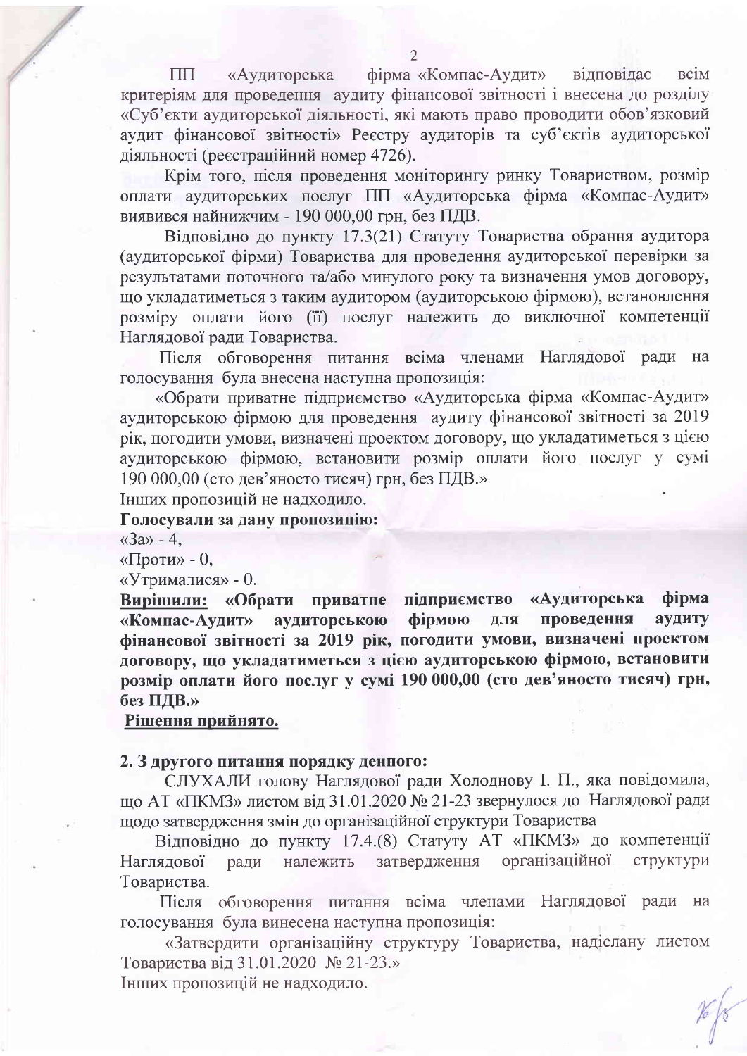ПП «Аудиторська фірма «Компас-Аудит» відповідає всім критеріям для проведення аудиту фінансової звітності і внесена до розділу «Суб'єкти аудиторської діяльності, які мають право проводити обов'язковий аудит фінансової звітності» Реєстру аудиторів та суб'єктів аудиторської діяльності (реєстраційний номер 4726).

Крім того, після проведення моніторингу ринку Товариством, розмір оплати аудиторських послуг ПП «Аудиторська фірма «Компас-Аудит» виявився найнижчим - 190 000,00 грн, без ПДВ.

Відповідно до пункту 17.3(21) Статуту Товариства обрання аудитора (аудиторської фірми) Товариства для проведення аудиторської перевірки за результатами поточного та/або минулого року та визначення умов договору, що укладатиметься з таким аудитором (аудиторською фірмою), встановлення розміру оплати його (її) послуг належить до виключної компетенції Наглядової ради Товариства.

Після обговорення питання всіма членами Наглядової ради на голосування була внесена наступна пропозиція:

«Обрати приватне підприємство «Аудиторська фірма «Компас-Аудит» аудиторською фірмою для проведення аудиту фінансової звітності за 2019 рік, погодити умови, визначені проектом договору, що укладатиметься з цією аудиторською фірмою, встановити розмір оплати його послуг у сумі 190 000,00 (сто дев'яносто тисяч) грн, без ПДВ.»

Інших пропозицій не надходило.

**Голосували за дану пропозицію:**

«За» - 4,

«Проти» - 0,

«Утрималися» - 0.

**<u>Вирішили:</u> «Обрати приватне підприємство «Аудиторська фірма «Компас-Аудит» аудиторською фірмою для проведення аудиту фінансової звітності за 2019 рік, погодити умови, визначені проектом договору, що укладатиметься з цією аудиторською фірмою, встановити розмір оплати його послуг у сумі 190 000,00 (сто дев'яносто тисяч) грн, без ПДВ.»**

**<u>Рішення прийнято.</u>**

**2. З другого питання порядку денного:**

СЛУХАЛИ голову Наглядової ради Холоднову І. П., яка повідомила, що АТ «ПКМЗ» листом від 31.01.2020 № 21-23 звернулося до Наглядової ради щодо затвердження змін до організаційної структури Товариства

Відповідно до пункту 17.4.(8) Статуту АТ «ПКМЗ» до компетенції Наглядової ради належить затвердження організаційної структури Товариства.

Після обговорення питання всіма членами Наглядової ради на голосування була винесена наступна пропозиція:

«Затвердити організаційну структуру Товариства, надіслану листом Товариства від 31.01.2020 № 21-23.»

Інших пропозицій не надходило.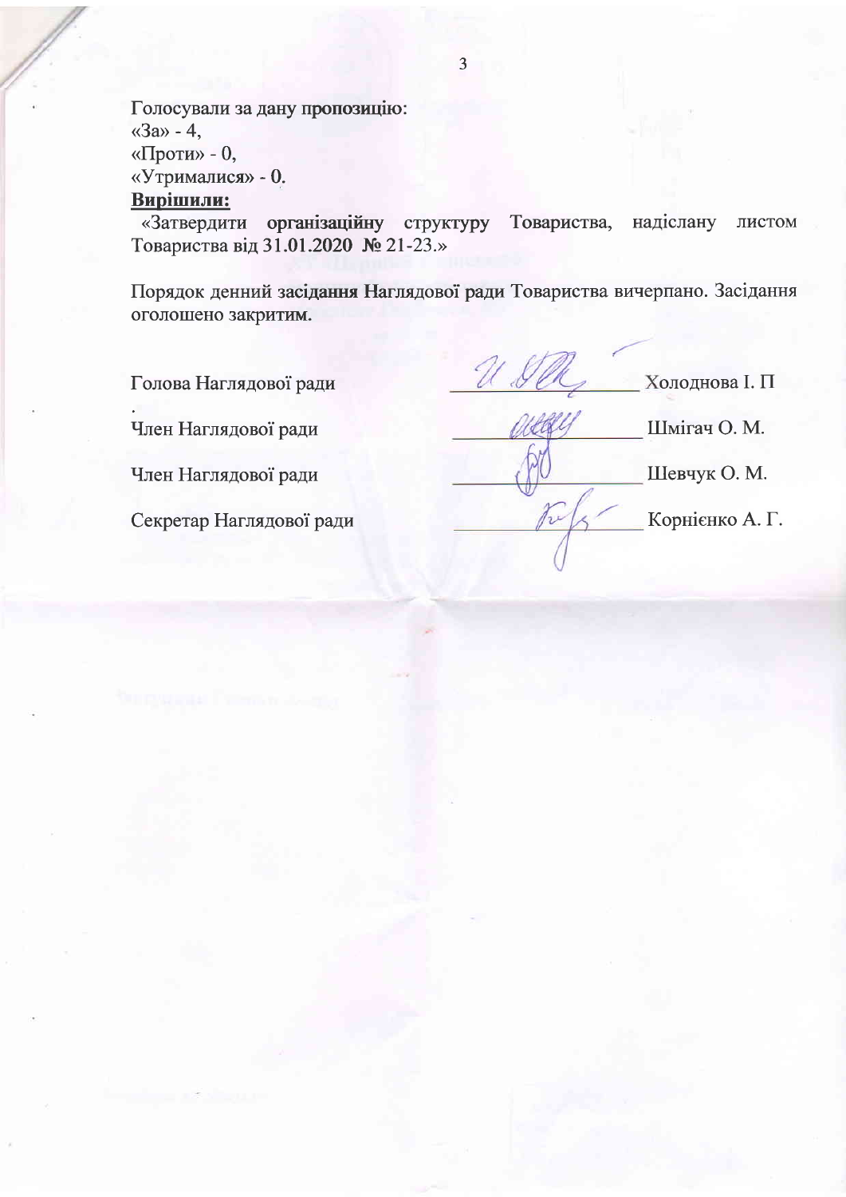Голосували за дану пропозицію:
«За» - 4,
«Проти» - 0,
«Утрималися» - 0.

**Вирішили:**

«Затвердити організаційну структуру Товариства, надіслану листом Товариства від 31.01.2020 № 21-23.»

Порядок денний засідання Наглядової ради Товариства вичерпано. Засідання оголошено закритим.

| | | |
|---|---|---|
| Голова Наглядової ради | ________________ | Холоднова І. П |
| Член Наглядової ради | ________________ | Шмігач О. М. |
| Член Наглядової ради | ________________ | Шевчук О. М. |
| Секретар Наглядової ради | ________________ | Корнієнко А. Г. |